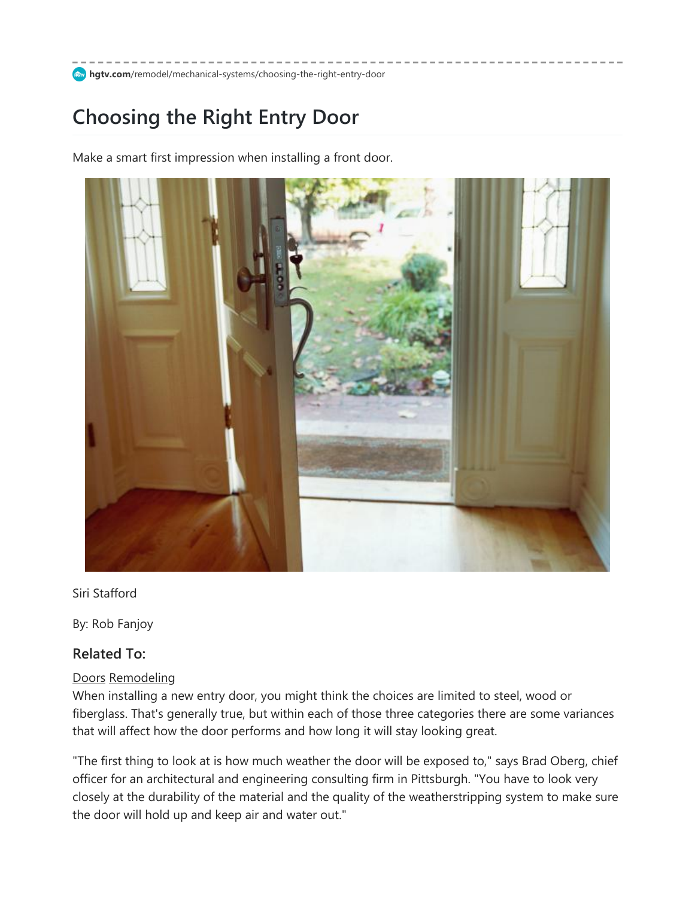hgtv.com/remodel/mechanical-systems/choosing-the-right-entry-door

# Choosing the Right Entry Door

Make a smart first impression when installing a front door.

Siri Stafford

By: Rob Fanjoy

### Related To:

Doors Remodeling

When installing a new entry door, you might think the choices are limited to steel, wood or fiberglass. That's generally true, but within each of those three categories there are some variances that will affect how the door performs and how long it will stay looking great.

"The first thing to look at is how much weather the door will be exposed to," says Brad Oberg, chief officer for an architectural and engineering consulting firm in Pittsburgh. "You have to look very closely at the durability of the material and the quality of the weatherstripping system to make sure the door will hold up and keep air and water out."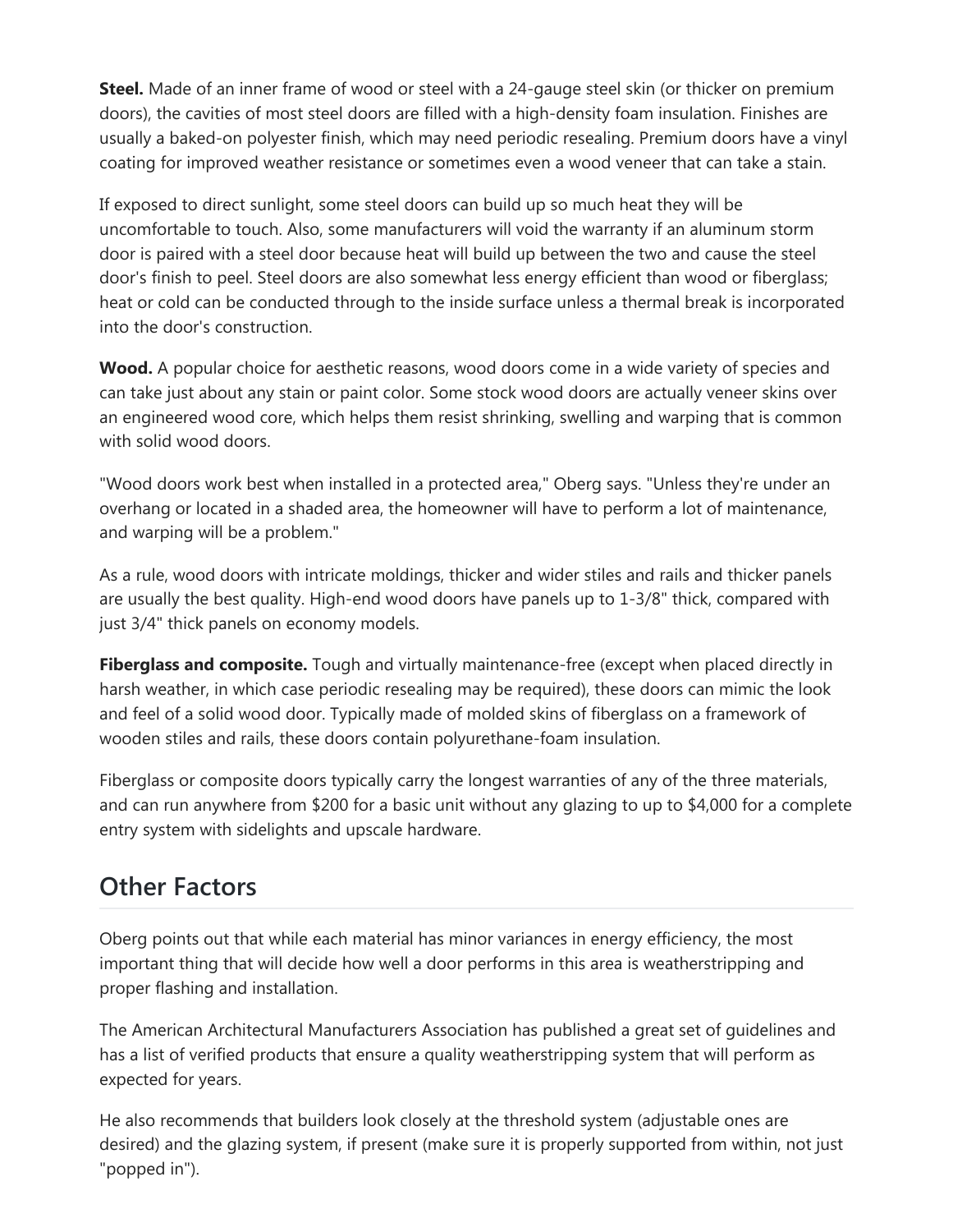**Steel.** Made of an inner frame of wood or steel with a 24-gauge steel skin (or thicker on premium doors), the cavities of most steel doors are filled with a high-density foam insulation. Finishes are usually a baked-on polyester finish, which may need periodic resealing. Premium doors have a vinyl coating for improved weather resistance or sometimes even a wood veneer that can take a stain.

If exposed to direct sunlight, some steel doors can build up so much heat they will be uncomfortable to touch. Also, some manufacturers will void the warranty if an aluminum storm door is paired with a steel door because heat will build up between the two and cause the steel door's finish to peel. Steel doors are also somewhat less energy efficient than wood or fiberglass; heat or cold can be conducted through to the inside surface unless a thermal break is incorporated into the door's construction.

**Wood.** A popular choice for aesthetic reasons, wood doors come in a wide variety of species and can take just about any stain or paint color. Some stock wood doors are actually veneer skins over an engineered wood core, which helps them resist shrinking, swelling and warping that is common with solid wood doors.

"Wood doors work best when installed in a protected area," Oberg says. "Unless they're under an overhang or located in a shaded area, the homeowner will have to perform a lot of maintenance, and warping will be a problem."

As a rule, wood doors with intricate moldings, thicker and wider stiles and rails and thicker panels are usually the best quality. High-end wood doors have panels up to 1-3/8" thick, compared with just 3/4" thick panels on economy models.

**Fiberglass and composite.** Tough and virtually maintenance-free (except when placed directly in harsh weather, in which case periodic resealing may be required), these doors can mimic the look and feel of a solid wood door. Typically made of molded skins of fiberglass on a framework of wooden stiles and rails, these doors contain polyurethane-foam insulation.

Fiberglass or composite doors typically carry the longest warranties of any of the three materials, and can run anywhere from $200 for a basic unit without any glazing to up to $4,000 for a complete entry system with sidelights and upscale hardware.

## Other Factors

Oberg points out that while each material has minor variances in energy efficiency, the most important thing that will decide how well a door performs in this area is weatherstripping and proper flashing and installation.

The American Architectural Manufacturers Association has published a great set of guidelines and has a list of verified products that ensure a quality weatherstripping system that will perform as expected for years.

He also recommends that builders look closely at the threshold system (adjustable ones are desired) and the glazing system, if present (make sure it is properly supported from within, not just "popped in").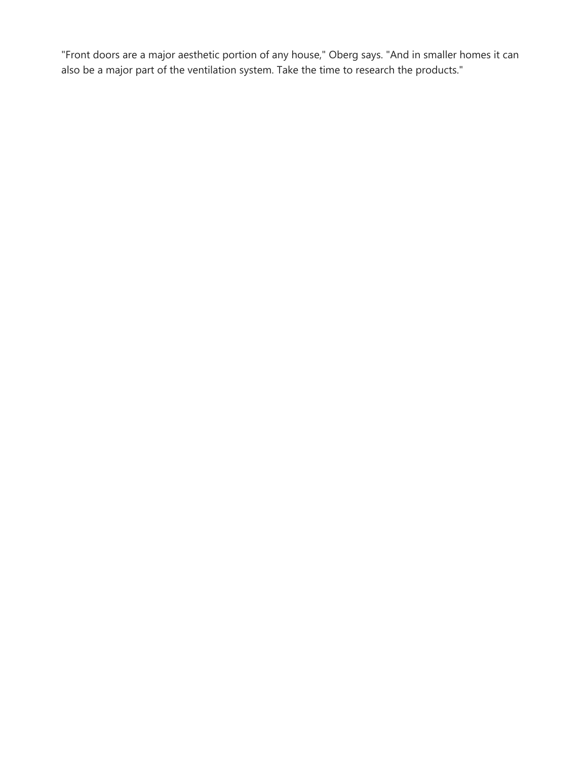"Front doors are a major aesthetic portion of any house," Oberg says. "And in smaller homes it can also be a major part of the ventilation system. Take the time to research the products."